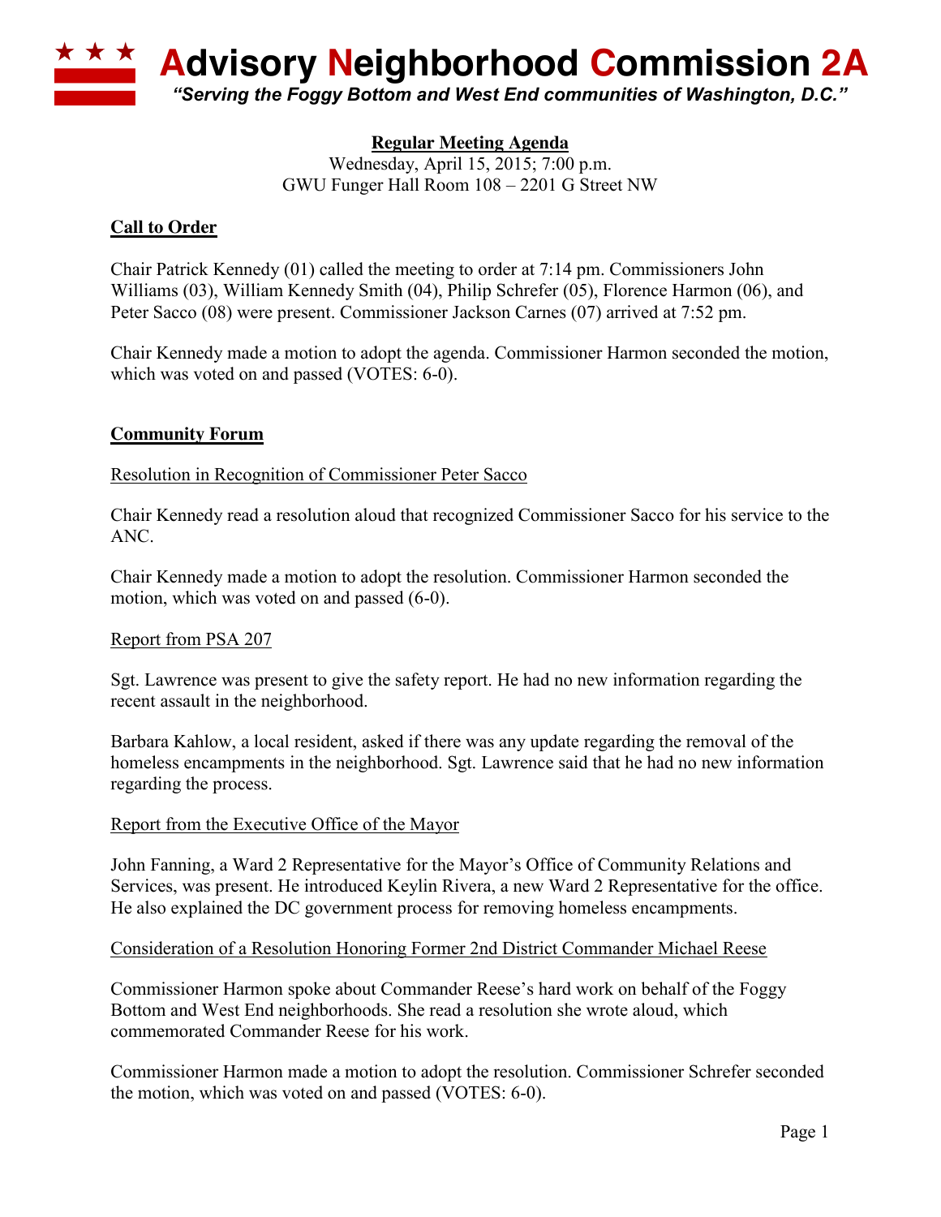# Advisory Neighborhood Commission 2A

*"Serving the Foggy Bottom and West End communities of Washington, D.C."*

**Regular Meeting Agenda**
Wednesday, April 15, 2015; 7:00 p.m.
GWU Funger Hall Room 108 – 2201 G Street NW

## Call to Order

Chair Patrick Kennedy (01) called the meeting to order at 7:14 pm. Commissioners John Williams (03), William Kennedy Smith (04), Philip Schrefer (05), Florence Harmon (06), and Peter Sacco (08) were present. Commissioner Jackson Carnes (07) arrived at 7:52 pm.

Chair Kennedy made a motion to adopt the agenda. Commissioner Harmon seconded the motion, which was voted on and passed (VOTES: 6-0).

## Community Forum

### Resolution in Recognition of Commissioner Peter Sacco

Chair Kennedy read a resolution aloud that recognized Commissioner Sacco for his service to the ANC.

Chair Kennedy made a motion to adopt the resolution. Commissioner Harmon seconded the motion, which was voted on and passed (6-0).

### Report from PSA 207

Sgt. Lawrence was present to give the safety report. He had no new information regarding the recent assault in the neighborhood.

Barbara Kahlow, a local resident, asked if there was any update regarding the removal of the homeless encampments in the neighborhood. Sgt. Lawrence said that he had no new information regarding the process.

### Report from the Executive Office of the Mayor

John Fanning, a Ward 2 Representative for the Mayor's Office of Community Relations and Services, was present. He introduced Keylin Rivera, a new Ward 2 Representative for the office. He also explained the DC government process for removing homeless encampments.

### Consideration of a Resolution Honoring Former 2nd District Commander Michael Reese

Commissioner Harmon spoke about Commander Reese's hard work on behalf of the Foggy Bottom and West End neighborhoods. She read a resolution she wrote aloud, which commemorated Commander Reese for his work.

Commissioner Harmon made a motion to adopt the resolution. Commissioner Schrefer seconded the motion, which was voted on and passed (VOTES: 6-0).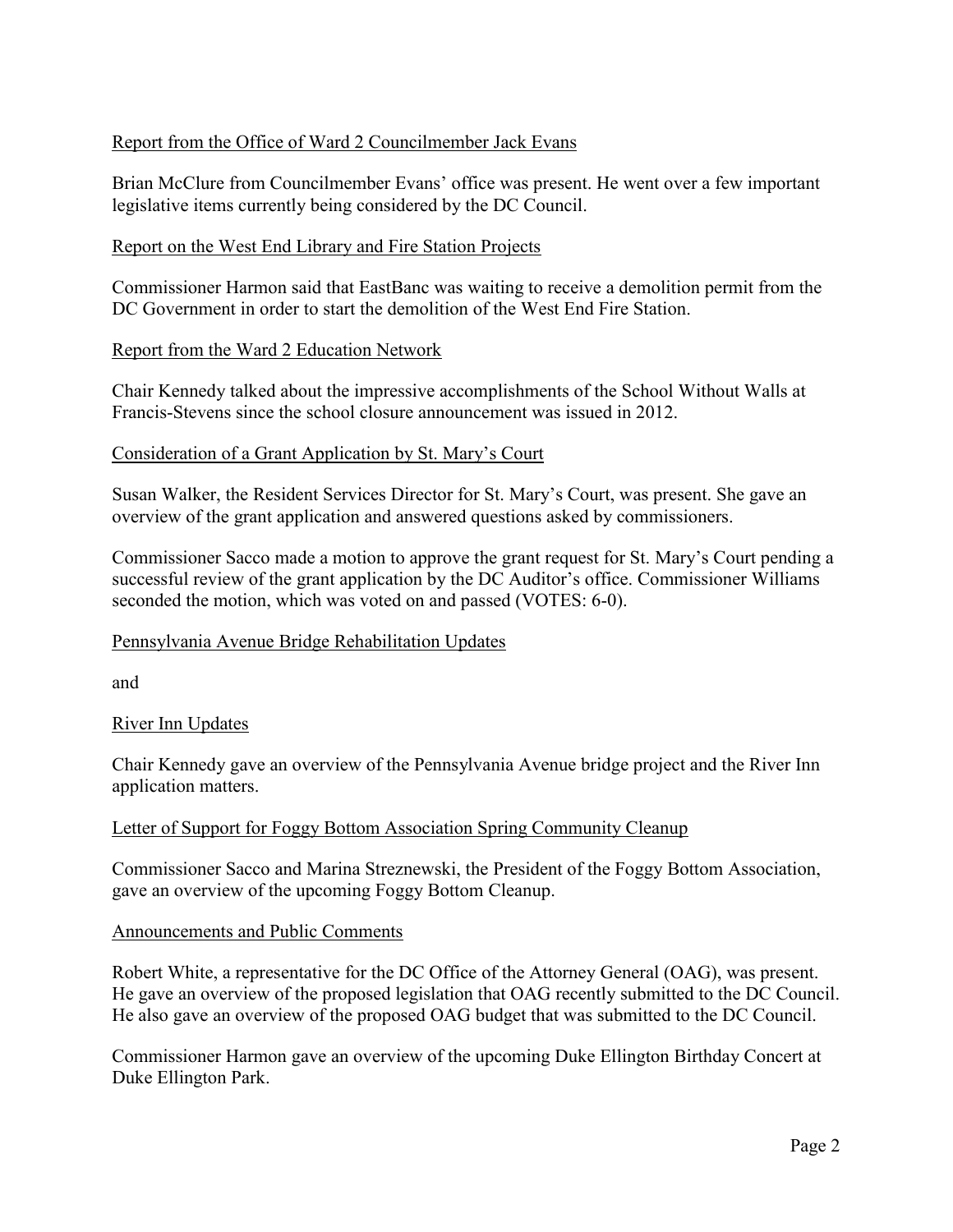Report from the Office of Ward 2 Councilmember Jack Evans

Brian McClure from Councilmember Evans' office was present. He went over a few important legislative items currently being considered by the DC Council.

Report on the West End Library and Fire Station Projects

Commissioner Harmon said that EastBanc was waiting to receive a demolition permit from the DC Government in order to start the demolition of the West End Fire Station.

Report from the Ward 2 Education Network

Chair Kennedy talked about the impressive accomplishments of the School Without Walls at Francis-Stevens since the school closure announcement was issued in 2012.

Consideration of a Grant Application by St. Mary's Court

Susan Walker, the Resident Services Director for St. Mary's Court, was present. She gave an overview of the grant application and answered questions asked by commissioners.

Commissioner Sacco made a motion to approve the grant request for St. Mary's Court pending a successful review of the grant application by the DC Auditor's office. Commissioner Williams seconded the motion, which was voted on and passed (VOTES: 6-0).

Pennsylvania Avenue Bridge Rehabilitation Updates

and

River Inn Updates

Chair Kennedy gave an overview of the Pennsylvania Avenue bridge project and the River Inn application matters.

Letter of Support for Foggy Bottom Association Spring Community Cleanup

Commissioner Sacco and Marina Streznewski, the President of the Foggy Bottom Association, gave an overview of the upcoming Foggy Bottom Cleanup.

Announcements and Public Comments

Robert White, a representative for the DC Office of the Attorney General (OAG), was present. He gave an overview of the proposed legislation that OAG recently submitted to the DC Council. He also gave an overview of the proposed OAG budget that was submitted to the DC Council.

Commissioner Harmon gave an overview of the upcoming Duke Ellington Birthday Concert at Duke Ellington Park.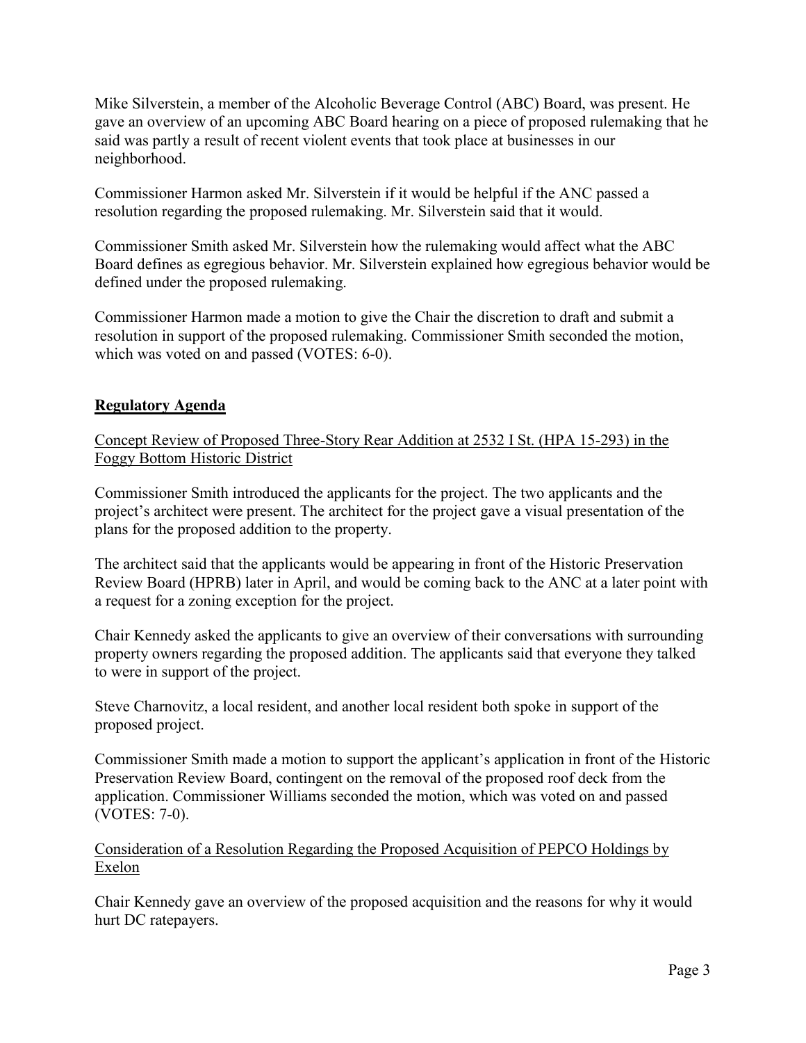Mike Silverstein, a member of the Alcoholic Beverage Control (ABC) Board, was present. He gave an overview of an upcoming ABC Board hearing on a piece of proposed rulemaking that he said was partly a result of recent violent events that took place at businesses in our neighborhood.

Commissioner Harmon asked Mr. Silverstein if it would be helpful if the ANC passed a resolution regarding the proposed rulemaking. Mr. Silverstein said that it would.

Commissioner Smith asked Mr. Silverstein how the rulemaking would affect what the ABC Board defines as egregious behavior. Mr. Silverstein explained how egregious behavior would be defined under the proposed rulemaking.

Commissioner Harmon made a motion to give the Chair the discretion to draft and submit a resolution in support of the proposed rulemaking. Commissioner Smith seconded the motion, which was voted on and passed (VOTES: 6-0).

## Regulatory Agenda

Concept Review of Proposed Three-Story Rear Addition at 2532 I St. (HPA 15-293) in the Foggy Bottom Historic District

Commissioner Smith introduced the applicants for the project. The two applicants and the project's architect were present. The architect for the project gave a visual presentation of the plans for the proposed addition to the property.

The architect said that the applicants would be appearing in front of the Historic Preservation Review Board (HPRB) later in April, and would be coming back to the ANC at a later point with a request for a zoning exception for the project.

Chair Kennedy asked the applicants to give an overview of their conversations with surrounding property owners regarding the proposed addition. The applicants said that everyone they talked to were in support of the project.

Steve Charnovitz, a local resident, and another local resident both spoke in support of the proposed project.

Commissioner Smith made a motion to support the applicant's application in front of the Historic Preservation Review Board, contingent on the removal of the proposed roof deck from the application. Commissioner Williams seconded the motion, which was voted on and passed (VOTES: 7-0).

Consideration of a Resolution Regarding the Proposed Acquisition of PEPCO Holdings by Exelon

Chair Kennedy gave an overview of the proposed acquisition and the reasons for why it would hurt DC ratepayers.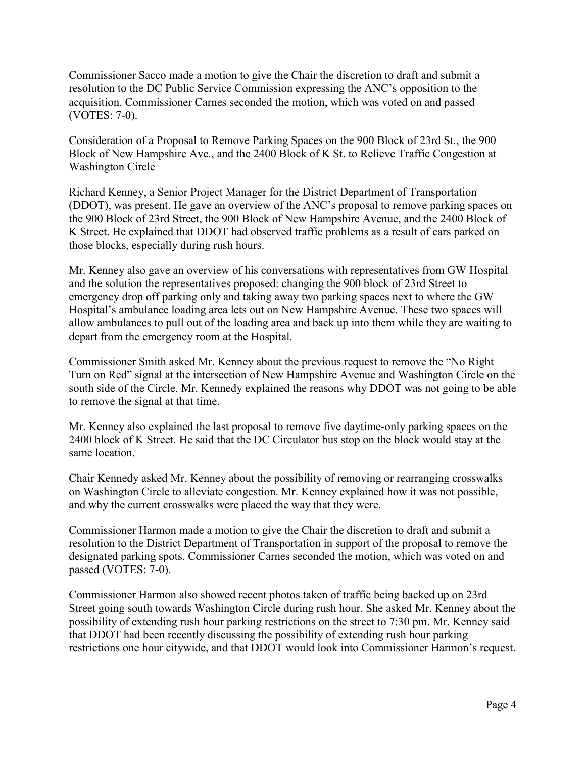Commissioner Sacco made a motion to give the Chair the discretion to draft and submit a resolution to the DC Public Service Commission expressing the ANC's opposition to the acquisition. Commissioner Carnes seconded the motion, which was voted on and passed (VOTES: 7-0).

<u>Consideration of a Proposal to Remove Parking Spaces on the 900 Block of 23rd St., the 900 Block of New Hampshire Ave., and the 2400 Block of K St. to Relieve Traffic Congestion at Washington Circle</u>

Richard Kenney, a Senior Project Manager for the District Department of Transportation (DDOT), was present. He gave an overview of the ANC's proposal to remove parking spaces on the 900 Block of 23rd Street, the 900 Block of New Hampshire Avenue, and the 2400 Block of K Street. He explained that DDOT had observed traffic problems as a result of cars parked on those blocks, especially during rush hours.

Mr. Kenney also gave an overview of his conversations with representatives from GW Hospital and the solution the representatives proposed: changing the 900 block of 23rd Street to emergency drop off parking only and taking away two parking spaces next to where the GW Hospital's ambulance loading area lets out on New Hampshire Avenue. These two spaces will allow ambulances to pull out of the loading area and back up into them while they are waiting to depart from the emergency room at the Hospital.

Commissioner Smith asked Mr. Kenney about the previous request to remove the "No Right Turn on Red" signal at the intersection of New Hampshire Avenue and Washington Circle on the south side of the Circle. Mr. Kennedy explained the reasons why DDOT was not going to be able to remove the signal at that time.

Mr. Kenney also explained the last proposal to remove five daytime-only parking spaces on the 2400 block of K Street. He said that the DC Circulator bus stop on the block would stay at the same location.

Chair Kennedy asked Mr. Kenney about the possibility of removing or rearranging crosswalks on Washington Circle to alleviate congestion. Mr. Kenney explained how it was not possible, and why the current crosswalks were placed the way that they were.

Commissioner Harmon made a motion to give the Chair the discretion to draft and submit a resolution to the District Department of Transportation in support of the proposal to remove the designated parking spots. Commissioner Carnes seconded the motion, which was voted on and passed (VOTES: 7-0).

Commissioner Harmon also showed recent photos taken of traffic being backed up on 23rd Street going south towards Washington Circle during rush hour. She asked Mr. Kenney about the possibility of extending rush hour parking restrictions on the street to 7:30 pm. Mr. Kenney said that DDOT had been recently discussing the possibility of extending rush hour parking restrictions one hour citywide, and that DDOT would look into Commissioner Harmon's request.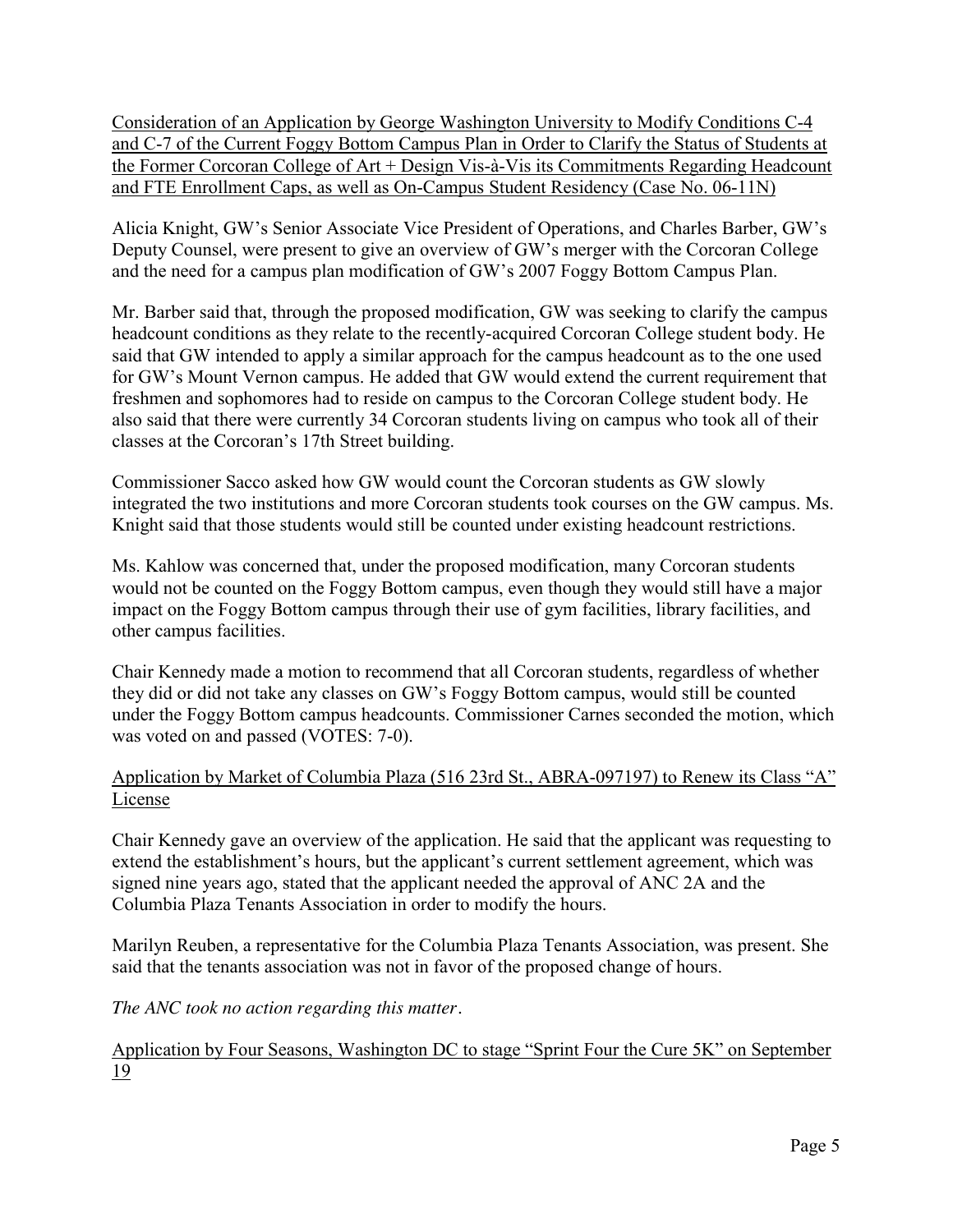<u>Consideration of an Application by George Washington University to Modify Conditions C-4 and C-7 of the Current Foggy Bottom Campus Plan in Order to Clarify the Status of Students at the Former Corcoran College of Art + Design Vis-à-Vis its Commitments Regarding Headcount and FTE Enrollment Caps, as well as On-Campus Student Residency (Case No. 06-11N)</u>

Alicia Knight, GW's Senior Associate Vice President of Operations, and Charles Barber, GW's Deputy Counsel, were present to give an overview of GW's merger with the Corcoran College and the need for a campus plan modification of GW's 2007 Foggy Bottom Campus Plan.

Mr. Barber said that, through the proposed modification, GW was seeking to clarify the campus headcount conditions as they relate to the recently-acquired Corcoran College student body. He said that GW intended to apply a similar approach for the campus headcount as to the one used for GW's Mount Vernon campus. He added that GW would extend the current requirement that freshmen and sophomores had to reside on campus to the Corcoran College student body. He also said that there were currently 34 Corcoran students living on campus who took all of their classes at the Corcoran's 17th Street building.

Commissioner Sacco asked how GW would count the Corcoran students as GW slowly integrated the two institutions and more Corcoran students took courses on the GW campus. Ms. Knight said that those students would still be counted under existing headcount restrictions.

Ms. Kahlow was concerned that, under the proposed modification, many Corcoran students would not be counted on the Foggy Bottom campus, even though they would still have a major impact on the Foggy Bottom campus through their use of gym facilities, library facilities, and other campus facilities.

Chair Kennedy made a motion to recommend that all Corcoran students, regardless of whether they did or did not take any classes on GW's Foggy Bottom campus, would still be counted under the Foggy Bottom campus headcounts. Commissioner Carnes seconded the motion, which was voted on and passed (VOTES: 7-0).

<u>Application by Market of Columbia Plaza (516 23rd St., ABRA-097197) to Renew its Class "A" License</u>

Chair Kennedy gave an overview of the application. He said that the applicant was requesting to extend the establishment's hours, but the applicant's current settlement agreement, which was signed nine years ago, stated that the applicant needed the approval of ANC 2A and the Columbia Plaza Tenants Association in order to modify the hours.

Marilyn Reuben, a representative for the Columbia Plaza Tenants Association, was present. She said that the tenants association was not in favor of the proposed change of hours.

*The ANC took no action regarding this matter*.

<u>Application by Four Seasons, Washington DC to stage "Sprint Four the Cure 5K" on September 19</u>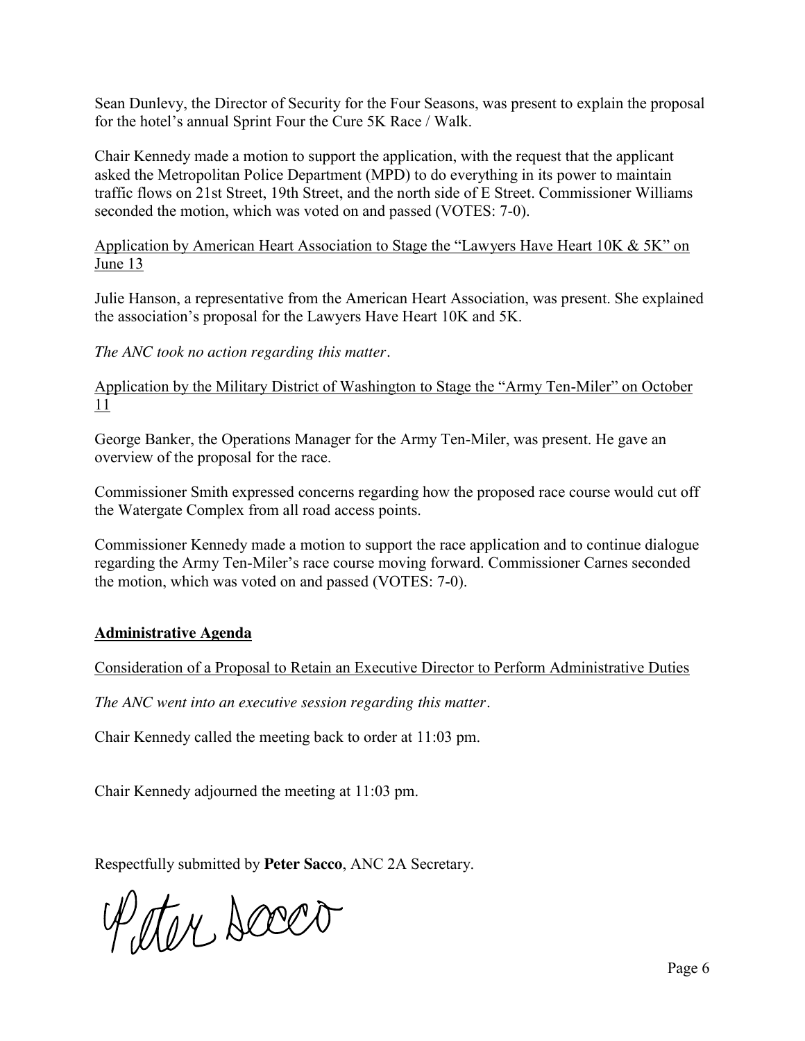Sean Dunlevy, the Director of Security for the Four Seasons, was present to explain the proposal for the hotel's annual Sprint Four the Cure 5K Race / Walk.

Chair Kennedy made a motion to support the application, with the request that the applicant asked the Metropolitan Police Department (MPD) to do everything in its power to maintain traffic flows on 21st Street, 19th Street, and the north side of E Street. Commissioner Williams seconded the motion, which was voted on and passed (VOTES: 7-0).

Application by American Heart Association to Stage the "Lawyers Have Heart 10K & 5K" on June 13

Julie Hanson, a representative from the American Heart Association, was present. She explained the association's proposal for the Lawyers Have Heart 10K and 5K.

*The ANC took no action regarding this matter.*

Application by the Military District of Washington to Stage the "Army Ten-Miler" on October 11

George Banker, the Operations Manager for the Army Ten-Miler, was present. He gave an overview of the proposal for the race.

Commissioner Smith expressed concerns regarding how the proposed race course would cut off the Watergate Complex from all road access points.

Commissioner Kennedy made a motion to support the race application and to continue dialogue regarding the Army Ten-Miler's race course moving forward. Commissioner Carnes seconded the motion, which was voted on and passed (VOTES: 7-0).

## **Administrative Agenda**

Consideration of a Proposal to Retain an Executive Director to Perform Administrative Duties

*The ANC went into an executive session regarding this matter.*

Chair Kennedy called the meeting back to order at 11:03 pm.

Chair Kennedy adjourned the meeting at 11:03 pm.

Respectfully submitted by **Peter Sacco**, ANC 2A Secretary.

Peter Sacco